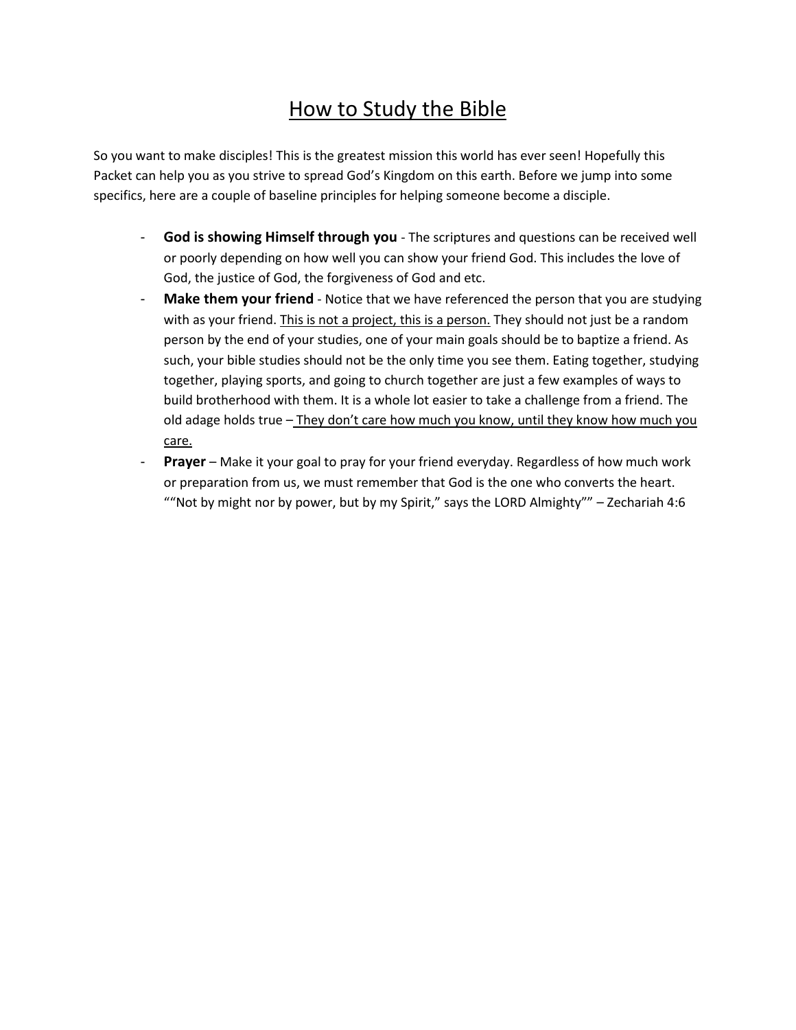# How to Study the Bible

So you want to make disciples! This is the greatest mission this world has ever seen! Hopefully this Packet can help you as you strive to spread God's Kingdom on this earth. Before we jump into some specifics, here are a couple of baseline principles for helping someone become a disciple.

- **God is showing Himself through you** - The scriptures and questions can be received well or poorly depending on how well you can show your friend God. This includes the love of God, the justice of God, the forgiveness of God and etc.
- **Make them your friend** - Notice that we have referenced the person that you are studying with as your friend. <u>This is not a project, this is a person.</u> They should not just be a random person by the end of your studies, one of your main goals should be to baptize a friend. As such, your bible studies should not be the only time you see them. Eating together, studying together, playing sports, and going to church together are just a few examples of ways to build brotherhood with them. It is a whole lot easier to take a challenge from a friend. The old adage holds true – <u>They don't care how much you know, until they know how much you care.</u>
- **Prayer** – Make it your goal to pray for your friend everyday. Regardless of how much work or preparation from us, we must remember that God is the one who converts the heart. ""Not by might nor by power, but by my Spirit," says the LORD Almighty"" – Zechariah 4:6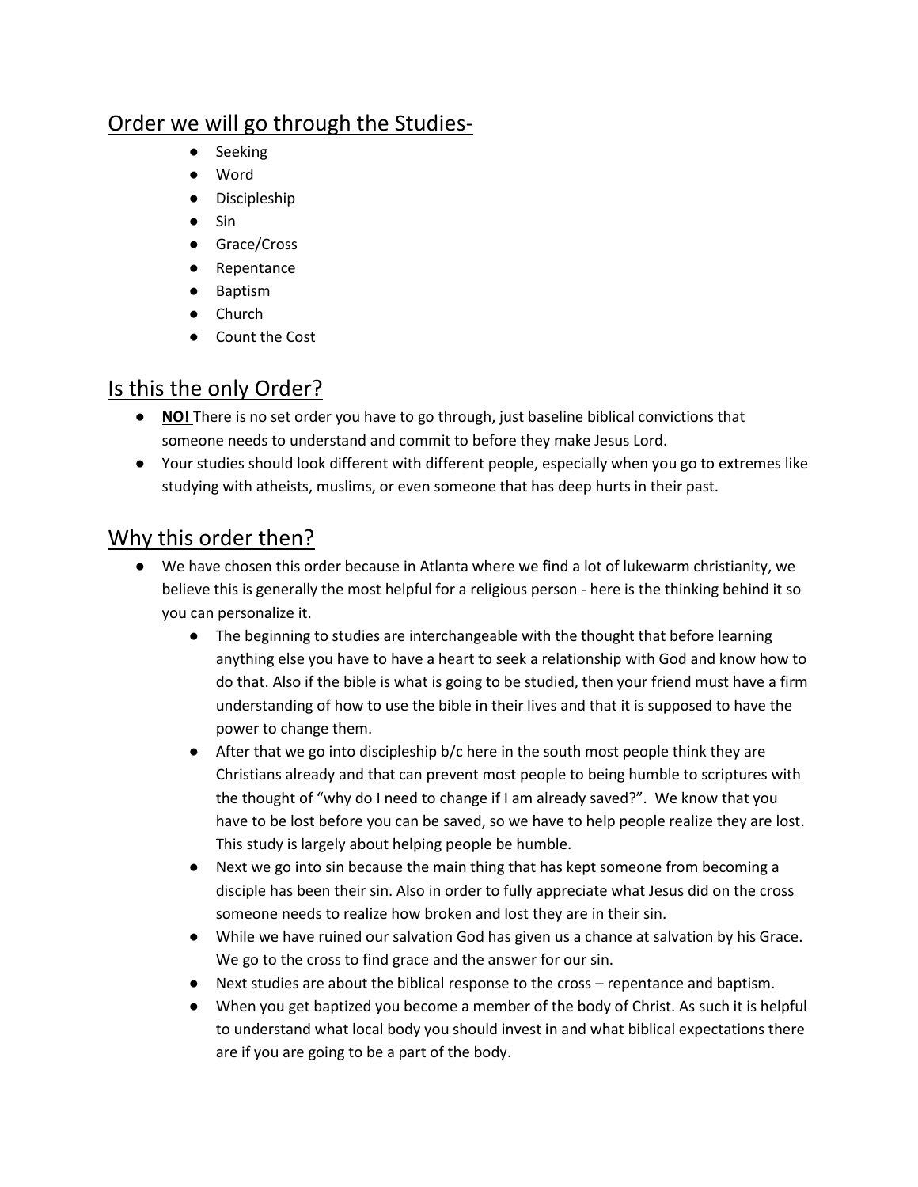## Order we will go through the Studies-

- Seeking
- Word
- Discipleship
- Sin
- Grace/Cross
- Repentance
- Baptism
- Church
- Count the Cost

## Is this the only Order?

- **NO!** There is no set order you have to go through, just baseline biblical convictions that someone needs to understand and commit to before they make Jesus Lord.
- Your studies should look different with different people, especially when you go to extremes like studying with atheists, muslims, or even someone that has deep hurts in their past.

## Why this order then?

- We have chosen this order because in Atlanta where we find a lot of lukewarm christianity, we believe this is generally the most helpful for a religious person - here is the thinking behind it so you can personalize it.
  - The beginning to studies are interchangeable with the thought that before learning anything else you have to have a heart to seek a relationship with God and know how to do that. Also if the bible is what is going to be studied, then your friend must have a firm understanding of how to use the bible in their lives and that it is supposed to have the power to change them.
  - After that we go into discipleship b/c here in the south most people think they are Christians already and that can prevent most people to being humble to scriptures with the thought of "why do I need to change if I am already saved?". We know that you have to be lost before you can be saved, so we have to help people realize they are lost. This study is largely about helping people be humble.
  - Next we go into sin because the main thing that has kept someone from becoming a disciple has been their sin. Also in order to fully appreciate what Jesus did on the cross someone needs to realize how broken and lost they are in their sin.
  - While we have ruined our salvation God has given us a chance at salvation by his Grace. We go to the cross to find grace and the answer for our sin.
  - Next studies are about the biblical response to the cross – repentance and baptism.
  - When you get baptized you become a member of the body of Christ. As such it is helpful to understand what local body you should invest in and what biblical expectations there are if you are going to be a part of the body.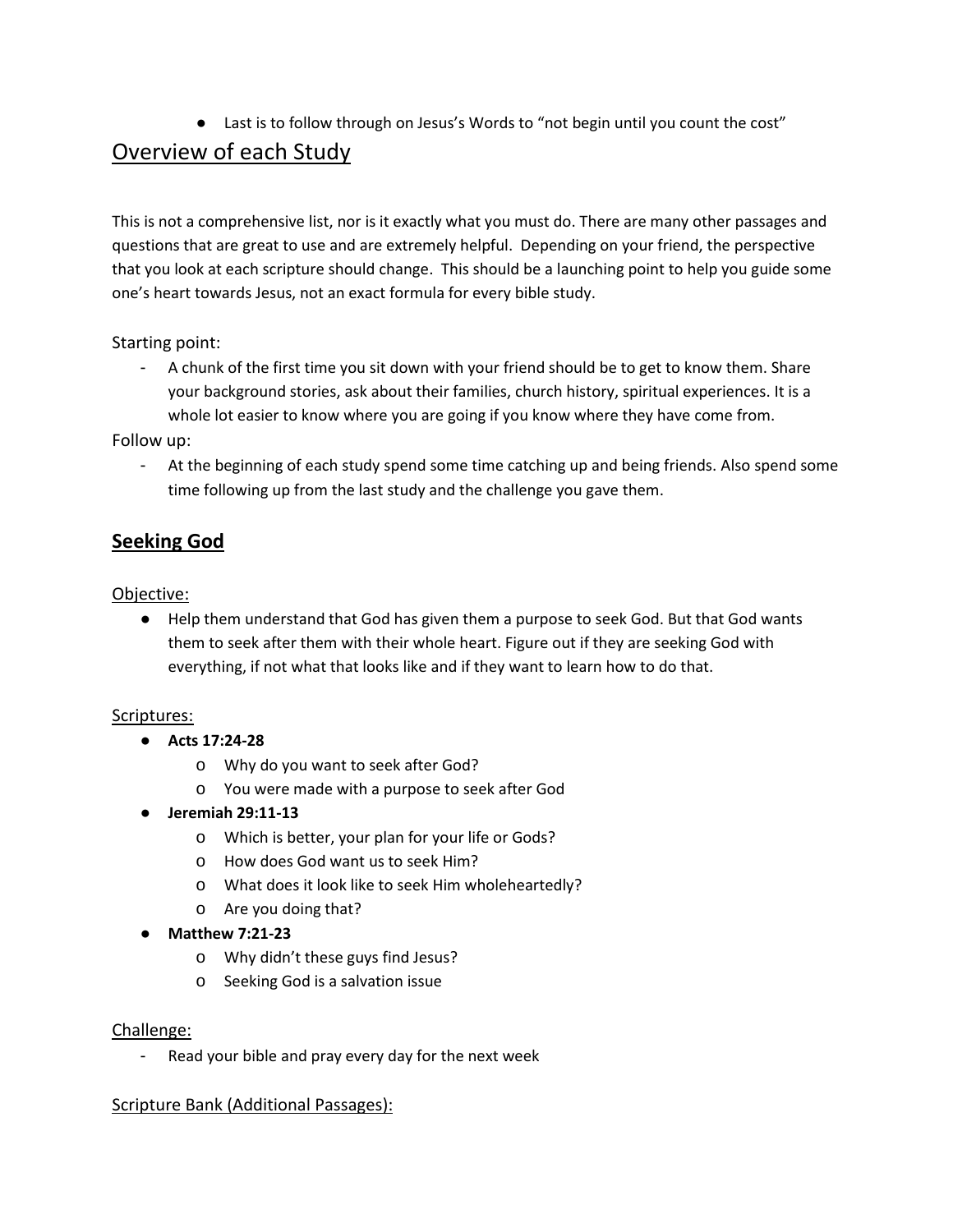- Last is to follow through on Jesus's Words to "not begin until you count the cost"

## Overview of each Study

This is not a comprehensive list, nor is it exactly what you must do. There are many other passages and questions that are great to use and are extremely helpful. Depending on your friend, the perspective that you look at each scripture should change. This should be a launching point to help you guide some one's heart towards Jesus, not an exact formula for every bible study.

Starting point:

- A chunk of the first time you sit down with your friend should be to get to know them. Share your background stories, ask about their families, church history, spiritual experiences. It is a whole lot easier to know where you are going if you know where they have come from.

Follow up:

- At the beginning of each study spend some time catching up and being friends. Also spend some time following up from the last study and the challenge you gave them.

## Seeking God

Objective:

- Help them understand that God has given them a purpose to seek God. But that God wants them to seek after them with their whole heart. Figure out if they are seeking God with everything, if not what that looks like and if they want to learn how to do that.

Scriptures:

- **Acts 17:24-28**
  - Why do you want to seek after God?
  - You were made with a purpose to seek after God
- **Jeremiah 29:11-13**
  - Which is better, your plan for your life or Gods?
  - How does God want us to seek Him?
  - What does it look like to seek Him wholeheartedly?
  - Are you doing that?
- **Matthew 7:21-23**
  - Why didn't these guys find Jesus?
  - Seeking God is a salvation issue

Challenge:

- Read your bible and pray every day for the next week

Scripture Bank (Additional Passages):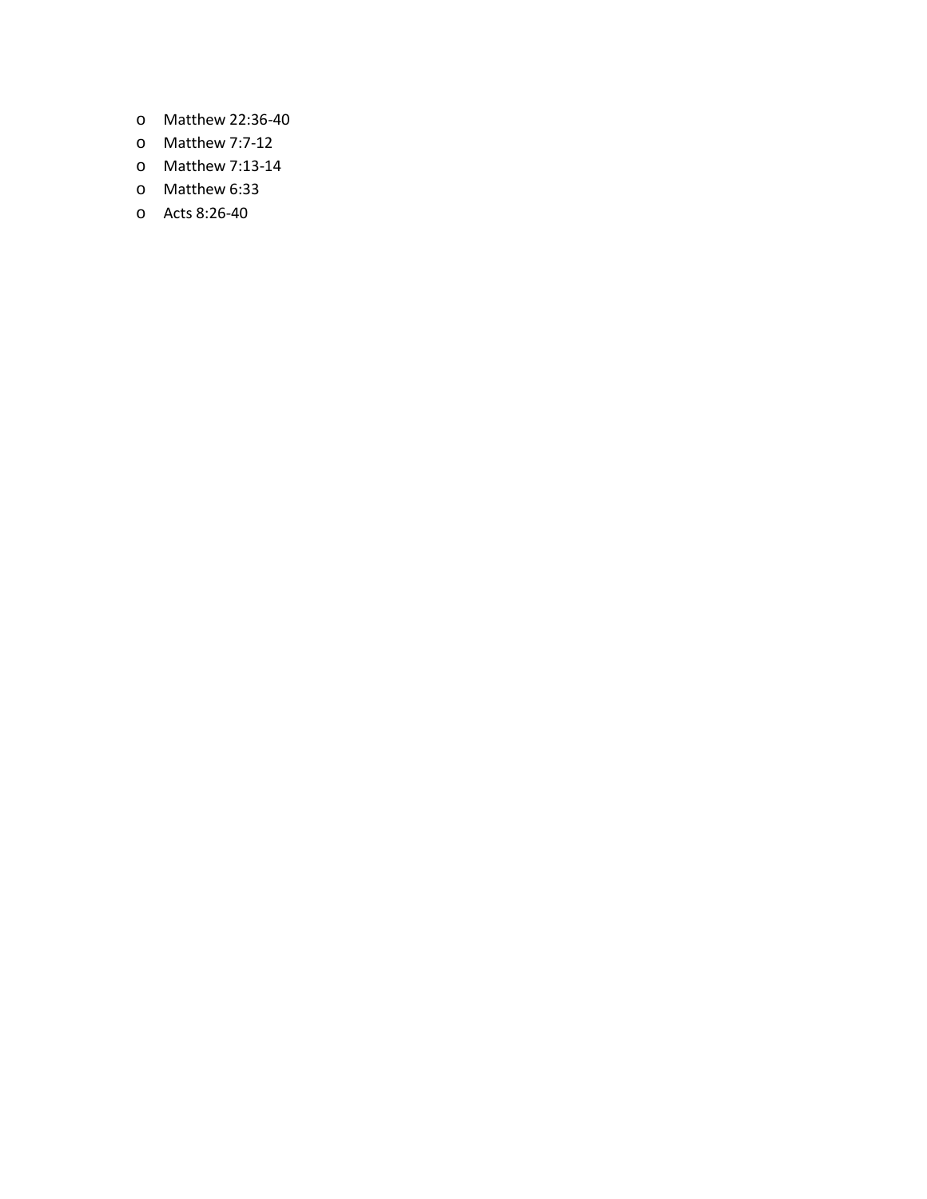- Matthew 22:36-40
- Matthew 7:7-12
- Matthew 7:13-14
- Matthew 6:33
- Acts 8:26-40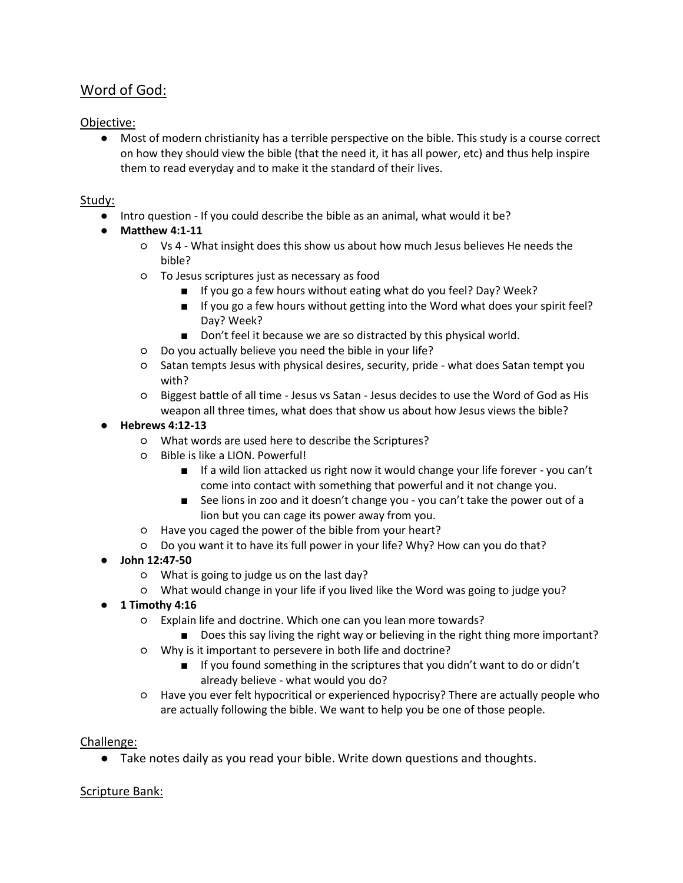## Word of God:

### Objective:

- Most of modern christianity has a terrible perspective on the bible. This study is a course correct on how they should view the bible (that the need it, it has all power, etc) and thus help inspire them to read everyday and to make it the standard of their lives.

### Study:

- Intro question - If you could describe the bible as an animal, what would it be?
- **Matthew 4:1-11**
  - Vs 4 - What insight does this show us about how much Jesus believes He needs the bible?
  - To Jesus scriptures just as necessary as food
    - If you go a few hours without eating what do you feel? Day? Week?
    - If you go a few hours without getting into the Word what does your spirit feel? Day? Week?
    - Don't feel it because we are so distracted by this physical world.
  - Do you actually believe you need the bible in your life?
  - Satan tempts Jesus with physical desires, security, pride - what does Satan tempt you with?
  - Biggest battle of all time - Jesus vs Satan - Jesus decides to use the Word of God as His weapon all three times, what does that show us about how Jesus views the bible?
- **Hebrews 4:12-13**
  - What words are used here to describe the Scriptures?
  - Bible is like a LION. Powerful!
    - If a wild lion attacked us right now it would change your life forever - you can't come into contact with something that powerful and it not change you.
    - See lions in zoo and it doesn't change you - you can't take the power out of a lion but you can cage its power away from you.
  - Have you caged the power of the bible from your heart?
  - Do you want it to have its full power in your life? Why? How can you do that?
- **John 12:47-50**
  - What is going to judge us on the last day?
  - What would change in your life if you lived like the Word was going to judge you?
- **1 Timothy 4:16**
  - Explain life and doctrine. Which one can you lean more towards?
    - Does this say living the right way or believing in the right thing more important?
  - Why is it important to persevere in both life and doctrine?
    - If you found something in the scriptures that you didn't want to do or didn't already believe - what would you do?
  - Have you ever felt hypocritical or experienced hypocrisy? There are actually people who are actually following the bible. We want to help you be one of those people.

### Challenge:

- Take notes daily as you read your bible. Write down questions and thoughts.

### Scripture Bank: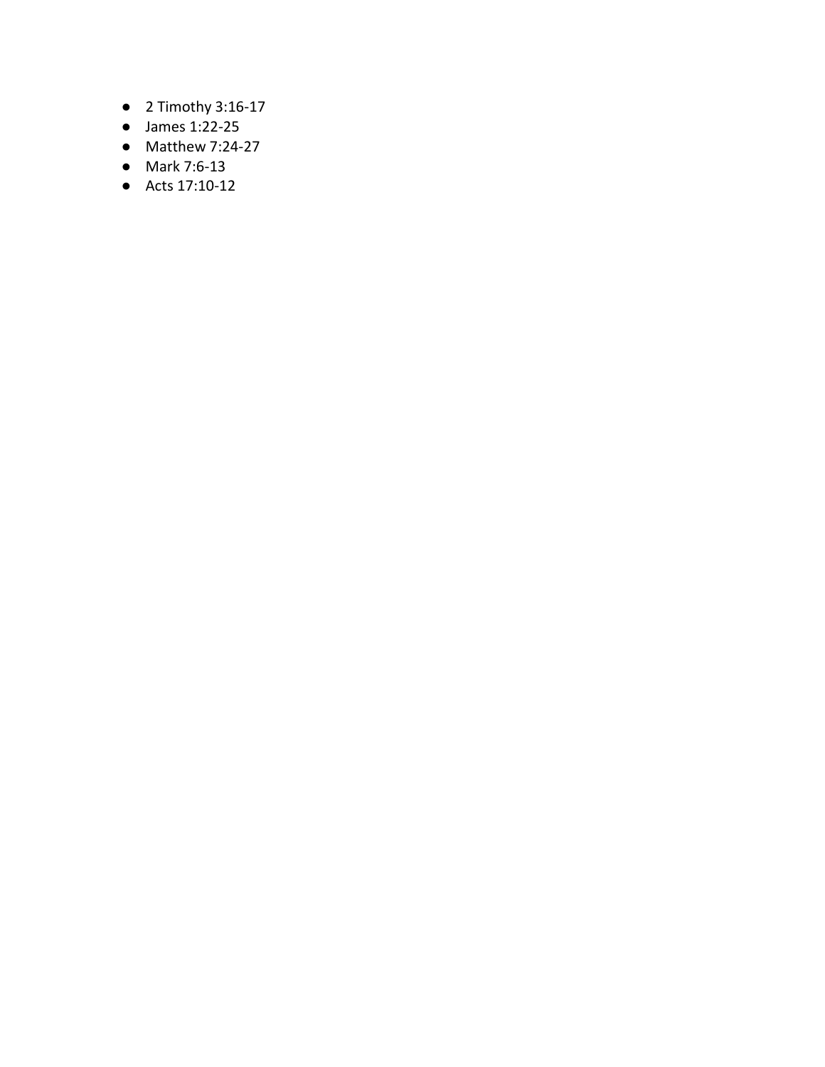- 2 Timothy 3:16-17
- James 1:22-25
- Matthew 7:24-27
- Mark 7:6-13
- Acts 17:10-12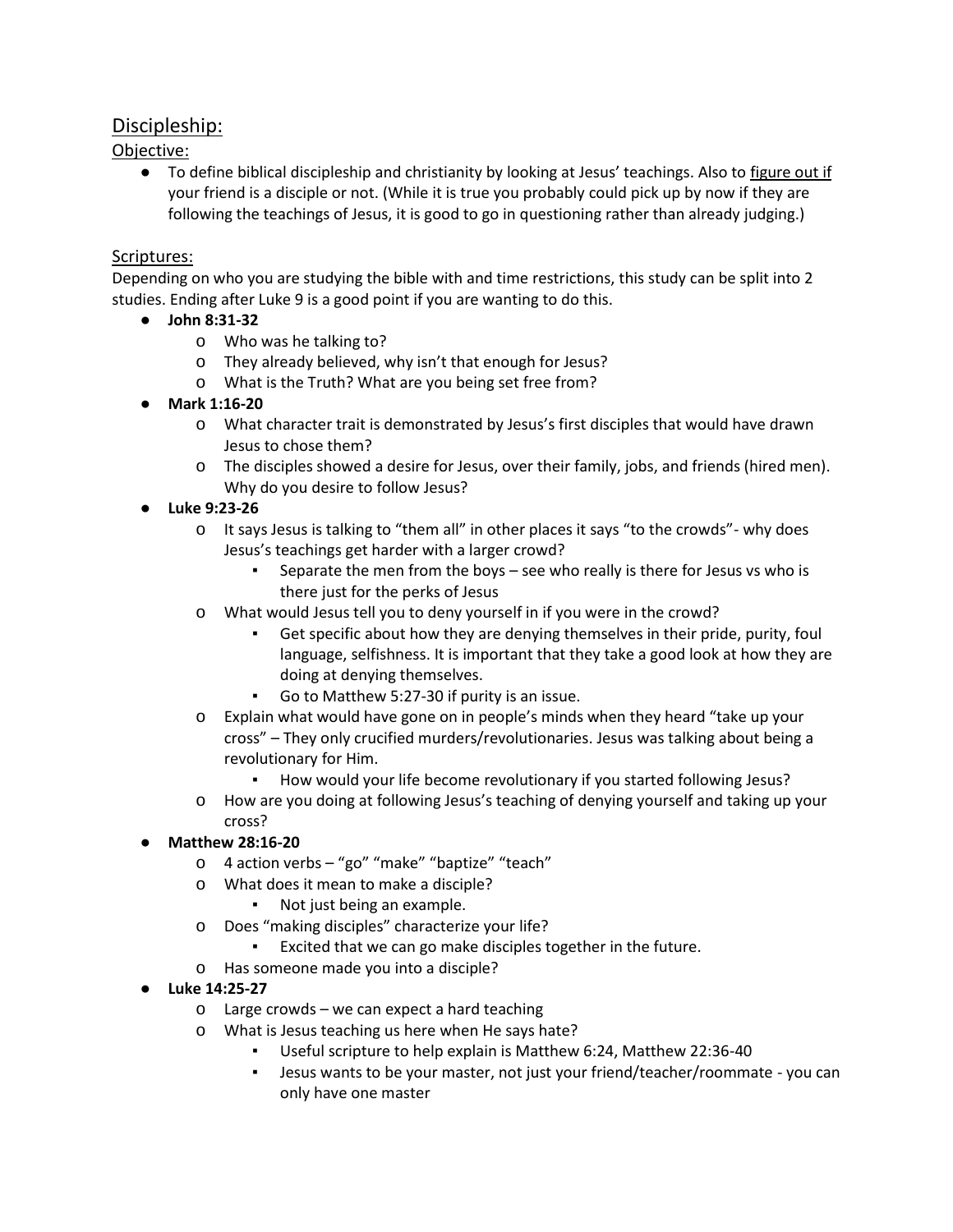## Discipleship:

### Objective:

- To define biblical discipleship and christianity by looking at Jesus' teachings. Also to figure out if your friend is a disciple or not. (While it is true you probably could pick up by now if they are following the teachings of Jesus, it is good to go in questioning rather than already judging.)

### Scriptures:

Depending on who you are studying the bible with and time restrictions, this study can be split into 2 studies. Ending after Luke 9 is a good point if you are wanting to do this.

- **John 8:31-32**
  - Who was he talking to?
  - They already believed, why isn't that enough for Jesus?
  - What is the Truth? What are you being set free from?
- **Mark 1:16-20**
  - What character trait is demonstrated by Jesus's first disciples that would have drawn Jesus to chose them?
  - The disciples showed a desire for Jesus, over their family, jobs, and friends (hired men). Why do you desire to follow Jesus?
- **Luke 9:23-26**
  - It says Jesus is talking to "them all" in other places it says "to the crowds"- why does Jesus's teachings get harder with a larger crowd?
    - Separate the men from the boys – see who really is there for Jesus vs who is there just for the perks of Jesus
  - What would Jesus tell you to deny yourself in if you were in the crowd?
    - Get specific about how they are denying themselves in their pride, purity, foul language, selfishness. It is important that they take a good look at how they are doing at denying themselves.
    - Go to Matthew 5:27-30 if purity is an issue.
  - Explain what would have gone on in people's minds when they heard "take up your cross" – They only crucified murders/revolutionaries. Jesus was talking about being a revolutionary for Him.
    - How would your life become revolutionary if you started following Jesus?
  - How are you doing at following Jesus's teaching of denying yourself and taking up your cross?
- **Matthew 28:16-20**
  - 4 action verbs – "go" "make" "baptize" "teach"
  - What does it mean to make a disciple?
    - Not just being an example.
  - Does "making disciples" characterize your life?
    - Excited that we can go make disciples together in the future.
  - Has someone made you into a disciple?
- **Luke 14:25-27**
  - Large crowds – we can expect a hard teaching
  - What is Jesus teaching us here when He says hate?
    - Useful scripture to help explain is Matthew 6:24, Matthew 22:36-40
    - Jesus wants to be your master, not just your friend/teacher/roommate - you can only have one master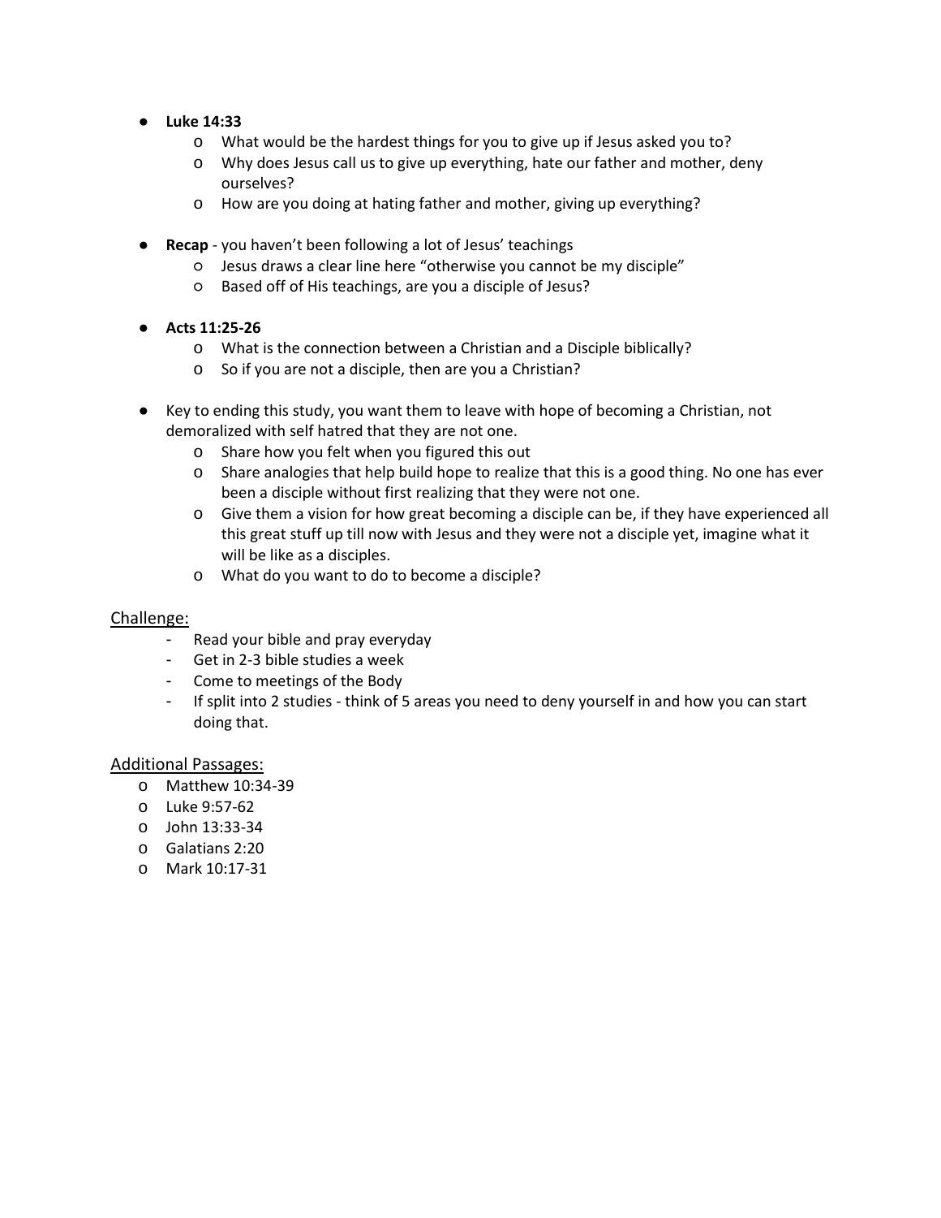- **Luke 14:33**
  - What would be the hardest things for you to give up if Jesus asked you to?
  - Why does Jesus call us to give up everything, hate our father and mother, deny ourselves?
  - How are you doing at hating father and mother, giving up everything?

- **Recap** - you haven't been following a lot of Jesus' teachings
  - Jesus draws a clear line here "otherwise you cannot be my disciple"
  - Based off of His teachings, are you a disciple of Jesus?

- **Acts 11:25-26**
  - What is the connection between a Christian and a Disciple biblically?
  - So if you are not a disciple, then are you a Christian?

- Key to ending this study, you want them to leave with hope of becoming a Christian, not demoralized with self hatred that they are not one.
  - Share how you felt when you figured this out
  - Share analogies that help build hope to realize that this is a good thing. No one has ever been a disciple without first realizing that they were not one.
  - Give them a vision for how great becoming a disciple can be, if they have experienced all this great stuff up till now with Jesus and they were not a disciple yet, imagine what it will be like as a disciples.
  - What do you want to do to become a disciple?

## Challenge:

- Read your bible and pray everyday
- Get in 2-3 bible studies a week
- Come to meetings of the Body
- If split into 2 studies - think of 5 areas you need to deny yourself in and how you can start doing that.

## Additional Passages:

- Matthew 10:34-39
- Luke 9:57-62
- John 13:33-34
- Galatians 2:20
- Mark 10:17-31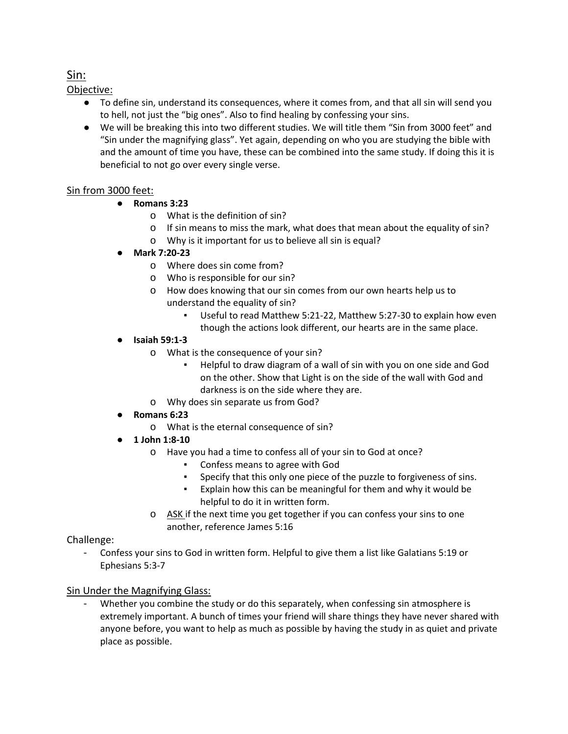## Sin:

### Objective:

- To define sin, understand its consequences, where it comes from, and that all sin will send you to hell, not just the "big ones". Also to find healing by confessing your sins.
- We will be breaking this into two different studies. We will title them "Sin from 3000 feet" and "Sin under the magnifying glass". Yet again, depending on who you are studying the bible with and the amount of time you have, these can be combined into the same study. If doing this it is beneficial to not go over every single verse.

### Sin from 3000 feet:

- **Romans 3:23**
  - What is the definition of sin?
  - If sin means to miss the mark, what does that mean about the equality of sin?
  - Why is it important for us to believe all sin is equal?
- **Mark 7:20-23**
  - Where does sin come from?
  - Who is responsible for our sin?
  - How does knowing that our sin comes from our own hearts help us to understand the equality of sin?
    - Useful to read Matthew 5:21-22, Matthew 5:27-30 to explain how even though the actions look different, our hearts are in the same place.
- **Isaiah 59:1-3**
  - What is the consequence of your sin?
    - Helpful to draw diagram of a wall of sin with you on one side and God on the other. Show that Light is on the side of the wall with God and darkness is on the side where they are.
  - Why does sin separate us from God?
- **Romans 6:23**
  - What is the eternal consequence of sin?
- **1 John 1:8-10**
  - Have you had a time to confess all of your sin to God at once?
    - Confess means to agree with God
    - Specify that this only one piece of the puzzle to forgiveness of sins.
    - Explain how this can be meaningful for them and why it would be helpful to do it in written form.
  - ASK if the next time you get together if you can confess your sins to one another, reference James 5:16

Challenge:

- Confess your sins to God in written form. Helpful to give them a list like Galatians 5:19 or Ephesians 5:3-7

### Sin Under the Magnifying Glass:

- Whether you combine the study or do this separately, when confessing sin atmosphere is extremely important. A bunch of times your friend will share things they have never shared with anyone before, you want to help as much as possible by having the study in as quiet and private place as possible.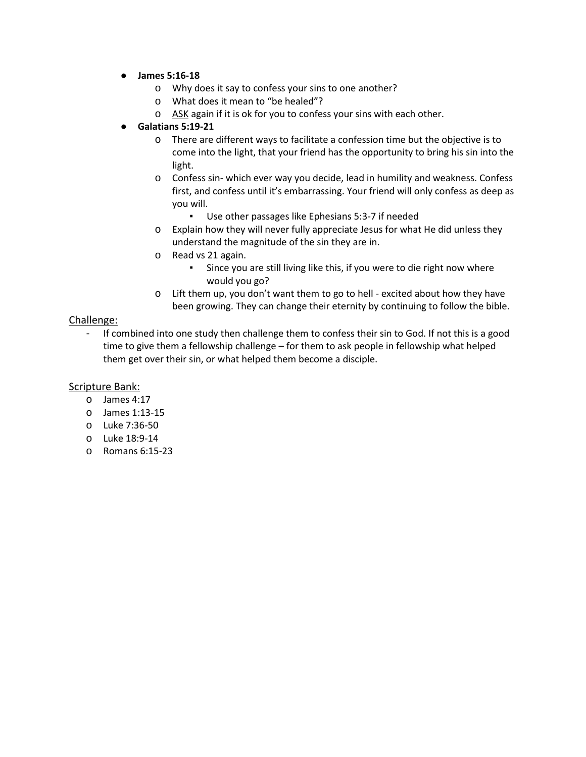- **James 5:16-18**
  - Why does it say to confess your sins to one another?
  - What does it mean to "be healed"?
  - <u>ASK</u> again if it is ok for you to confess your sins with each other.
- **Galatians 5:19-21**
  - There are different ways to facilitate a confession time but the objective is to come into the light, that your friend has the opportunity to bring his sin into the light.
  - Confess sin- which ever way you decide, lead in humility and weakness. Confess first, and confess until it's embarrassing. Your friend will only confess as deep as you will.
    - Use other passages like Ephesians 5:3-7 if needed
  - Explain how they will never fully appreciate Jesus for what He did unless they understand the magnitude of the sin they are in.
  - Read vs 21 again.
    - Since you are still living like this, if you were to die right now where would you go?
  - Lift them up, you don't want them to go to hell - excited about how they have been growing. They can change their eternity by continuing to follow the bible.

## <u>Challenge:</u>

- If combined into one study then challenge them to confess their sin to God. If not this is a good time to give them a fellowship challenge – for them to ask people in fellowship what helped them get over their sin, or what helped them become a disciple.

## <u>Scripture Bank:</u>

- James 4:17
- James 1:13-15
- Luke 7:36-50
- Luke 18:9-14
- Romans 6:15-23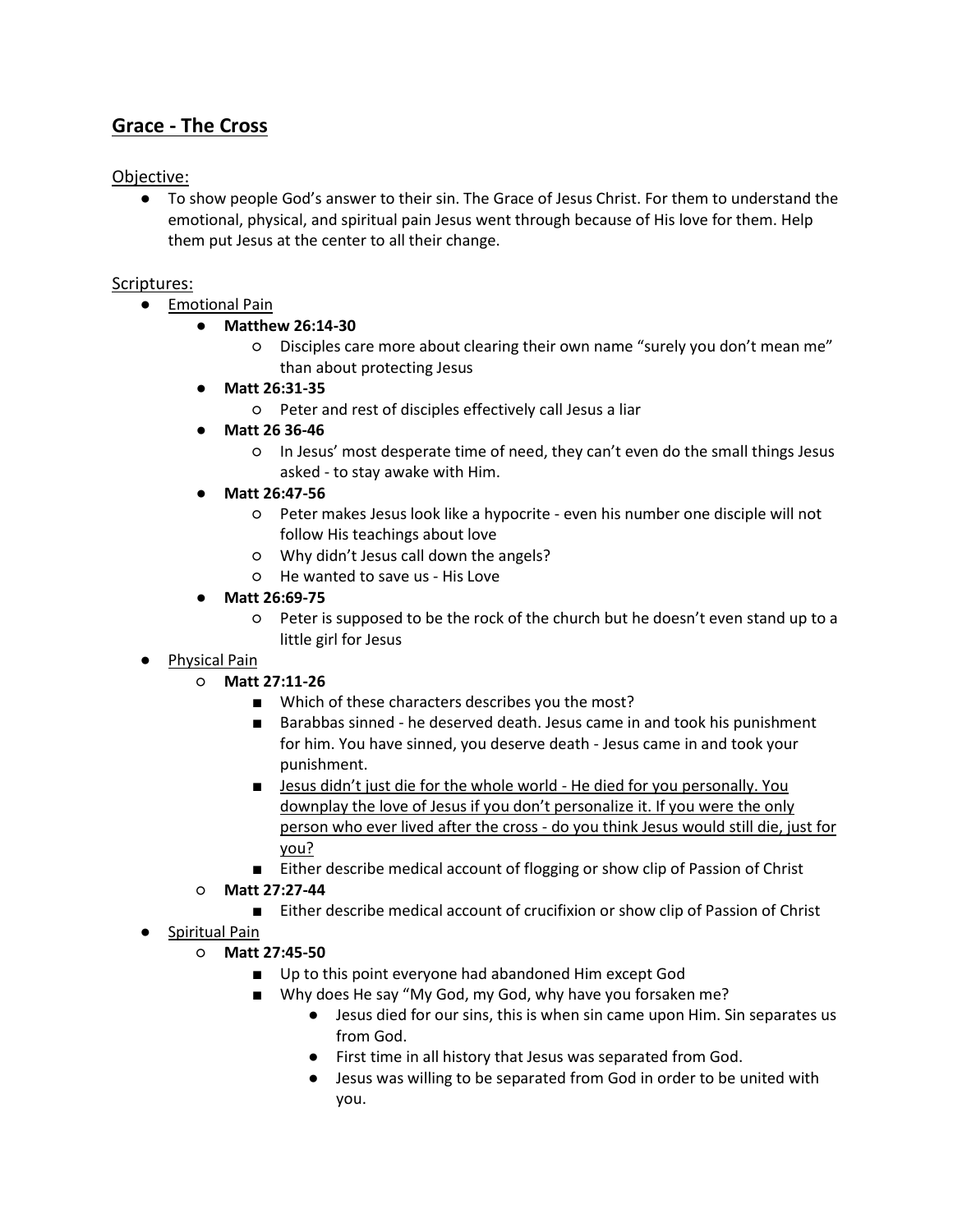## **Grace - The Cross**

Objective:

- To show people God's answer to their sin. The Grace of Jesus Christ. For them to understand the emotional, physical, and spiritual pain Jesus went through because of His love for them. Help them put Jesus at the center to all their change.

Scriptures:

- Emotional Pain
  - **Matthew 26:14-30**
    - Disciples care more about clearing their own name "surely you don't mean me" than about protecting Jesus
  - **Matt 26:31-35**
    - Peter and rest of disciples effectively call Jesus a liar
  - **Matt 26 36-46**
    - In Jesus' most desperate time of need, they can't even do the small things Jesus asked - to stay awake with Him.
  - **Matt 26:47-56**
    - Peter makes Jesus look like a hypocrite - even his number one disciple will not follow His teachings about love
    - Why didn't Jesus call down the angels?
    - He wanted to save us - His Love
  - **Matt 26:69-75**
    - Peter is supposed to be the rock of the church but he doesn't even stand up to a little girl for Jesus
- Physical Pain
  - **Matt 27:11-26**
    - Which of these characters describes you the most?
    - Barabbas sinned - he deserved death. Jesus came in and took his punishment for him. You have sinned, you deserve death - Jesus came in and took your punishment.
    - <u>Jesus didn't just die for the whole world - He died for you personally. You downplay the love of Jesus if you don't personalize it. If you were the only person who ever lived after the cross - do you think Jesus would still die, just for you?</u>
    - Either describe medical account of flogging or show clip of Passion of Christ
  - **Matt 27:27-44**
    - Either describe medical account of crucifixion or show clip of Passion of Christ
- Spiritual Pain
  - **Matt 27:45-50**
    - Up to this point everyone had abandoned Him except God
    - Why does He say "My God, my God, why have you forsaken me?
      - Jesus died for our sins, this is when sin came upon Him. Sin separates us from God.
      - First time in all history that Jesus was separated from God.
      - Jesus was willing to be separated from God in order to be united with you.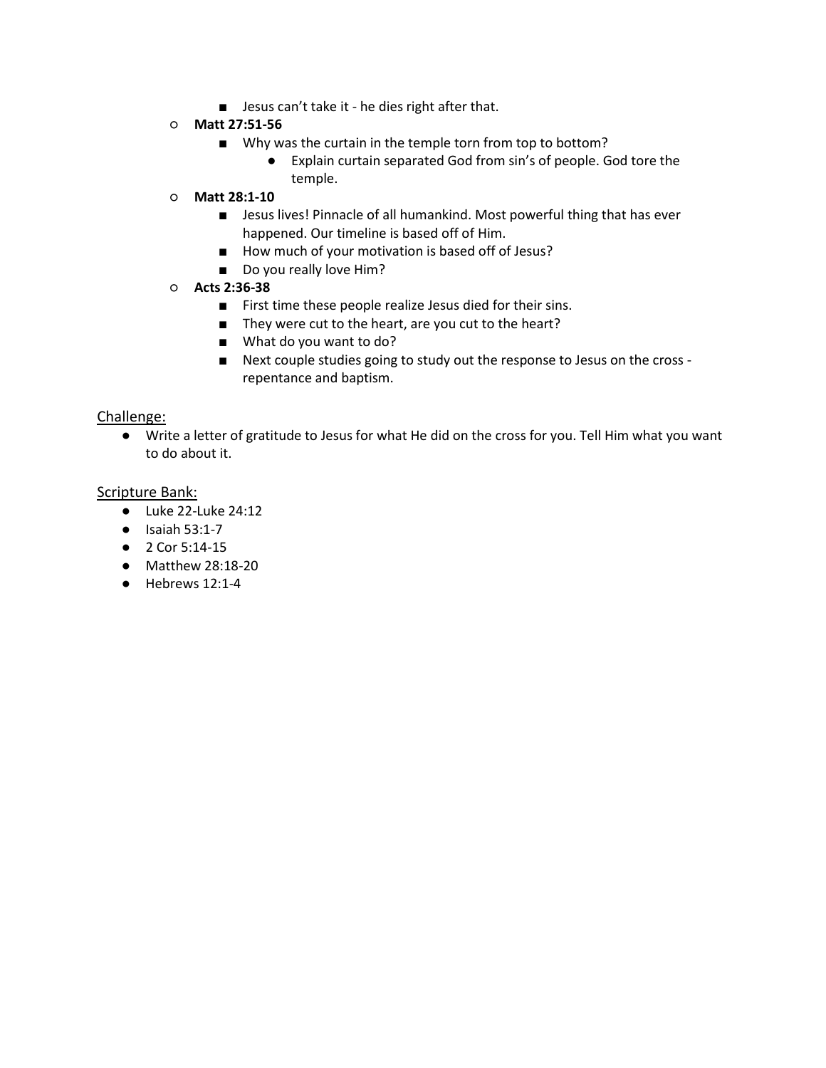- Jesus can't take it - he dies right after that.
    - **Matt 27:51-56**
        - Why was the curtain in the temple torn from top to bottom?
            - Explain curtain separated God from sin's of people. God tore the temple.
    - **Matt 28:1-10**
        - Jesus lives! Pinnacle of all humankind. Most powerful thing that has ever happened. Our timeline is based off of Him.
        - How much of your motivation is based off of Jesus?
        - Do you really love Him?
    - **Acts 2:36-38**
        - First time these people realize Jesus died for their sins.
        - They were cut to the heart, are you cut to the heart?
        - What do you want to do?
        - Next couple studies going to study out the response to Jesus on the cross - repentance and baptism.

<u>Challenge:</u>

- Write a letter of gratitude to Jesus for what He did on the cross for you. Tell Him what you want to do about it.

<u>Scripture Bank:</u>

- Luke 22-Luke 24:12
- Isaiah 53:1-7
- 2 Cor 5:14-15
- Matthew 28:18-20
- Hebrews 12:1-4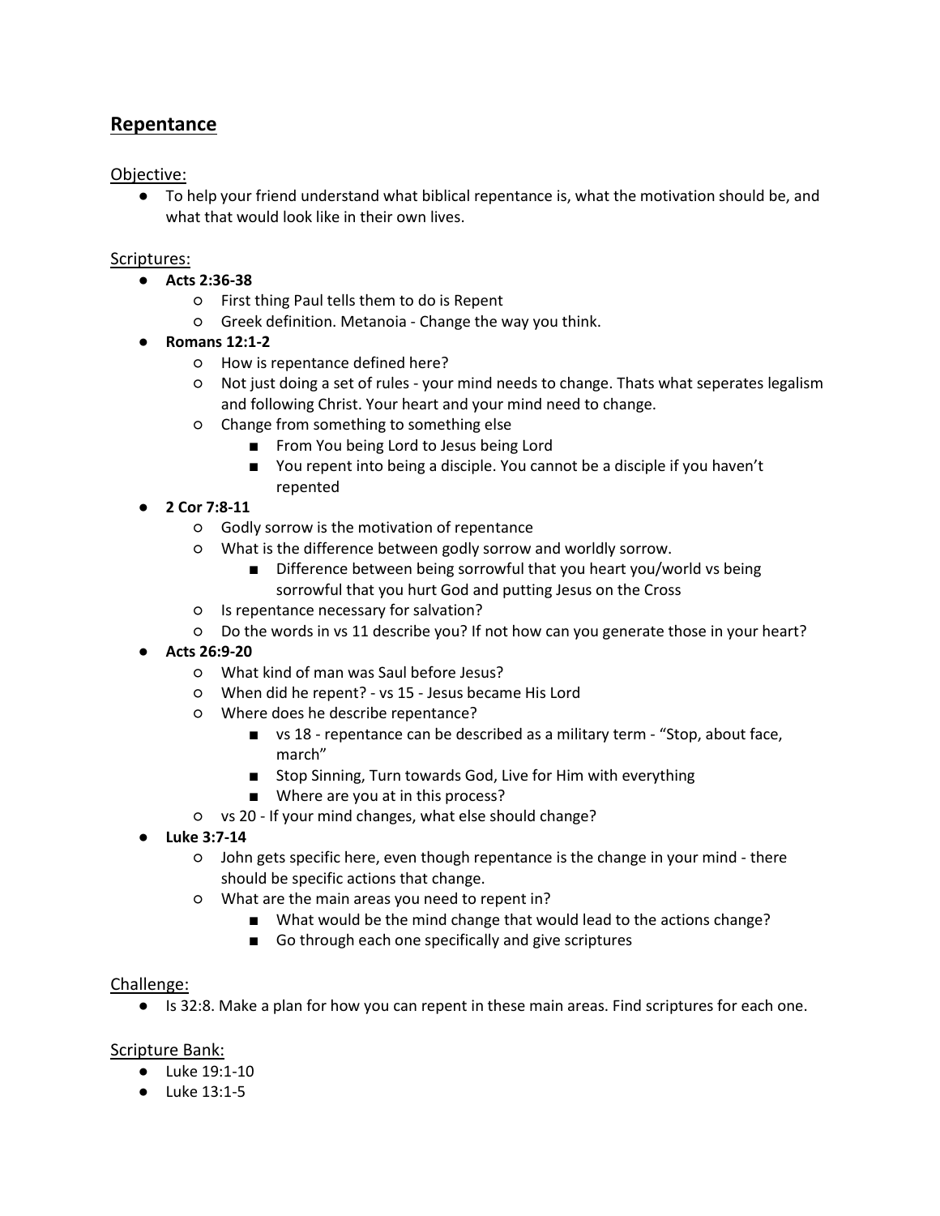## Repentance

Objective:

- To help your friend understand what biblical repentance is, what the motivation should be, and what that would look like in their own lives.

Scriptures:

- **Acts 2:36-38**
  - First thing Paul tells them to do is Repent
  - Greek definition. Metanoia - Change the way you think.
- **Romans 12:1-2**
  - How is repentance defined here?
  - Not just doing a set of rules - your mind needs to change. Thats what seperates legalism and following Christ. Your heart and your mind need to change.
  - Change from something to something else
    - From You being Lord to Jesus being Lord
    - You repent into being a disciple. You cannot be a disciple if you haven't repented
- **2 Cor 7:8-11**
  - Godly sorrow is the motivation of repentance
  - What is the difference between godly sorrow and worldly sorrow.
    - Difference between being sorrowful that you heart you/world vs being sorrowful that you hurt God and putting Jesus on the Cross
  - Is repentance necessary for salvation?
  - Do the words in vs 11 describe you? If not how can you generate those in your heart?
- **Acts 26:9-20**
  - What kind of man was Saul before Jesus?
  - When did he repent? - vs 15 - Jesus became His Lord
  - Where does he describe repentance?
    - vs 18 - repentance can be described as a military term - "Stop, about face, march"
    - Stop Sinning, Turn towards God, Live for Him with everything
    - Where are you at in this process?
  - vs 20 - If your mind changes, what else should change?
- **Luke 3:7-14**
  - John gets specific here, even though repentance is the change in your mind - there should be specific actions that change.
  - What are the main areas you need to repent in?
    - What would be the mind change that would lead to the actions change?
    - Go through each one specifically and give scriptures

Challenge:

- Is 32:8. Make a plan for how you can repent in these main areas. Find scriptures for each one.

Scripture Bank:

- Luke 19:1-10
- Luke 13:1-5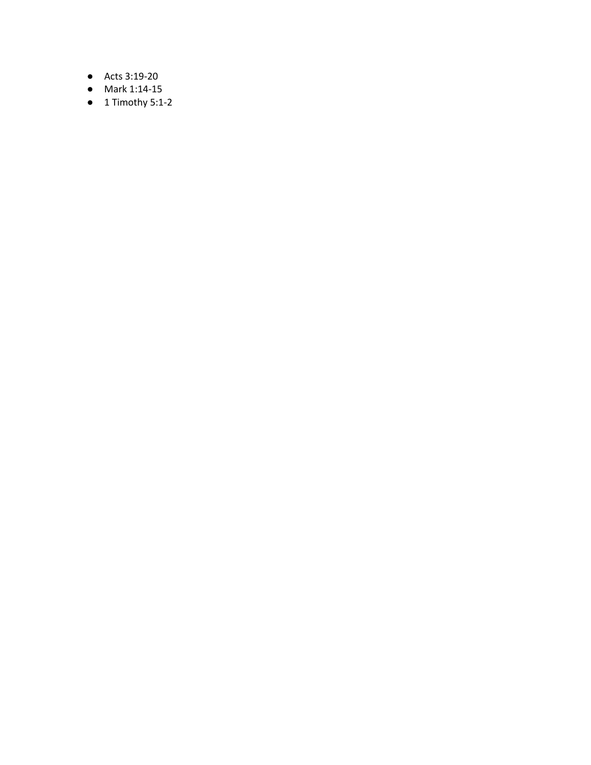- Acts 3:19-20
- Mark 1:14-15
- 1 Timothy 5:1-2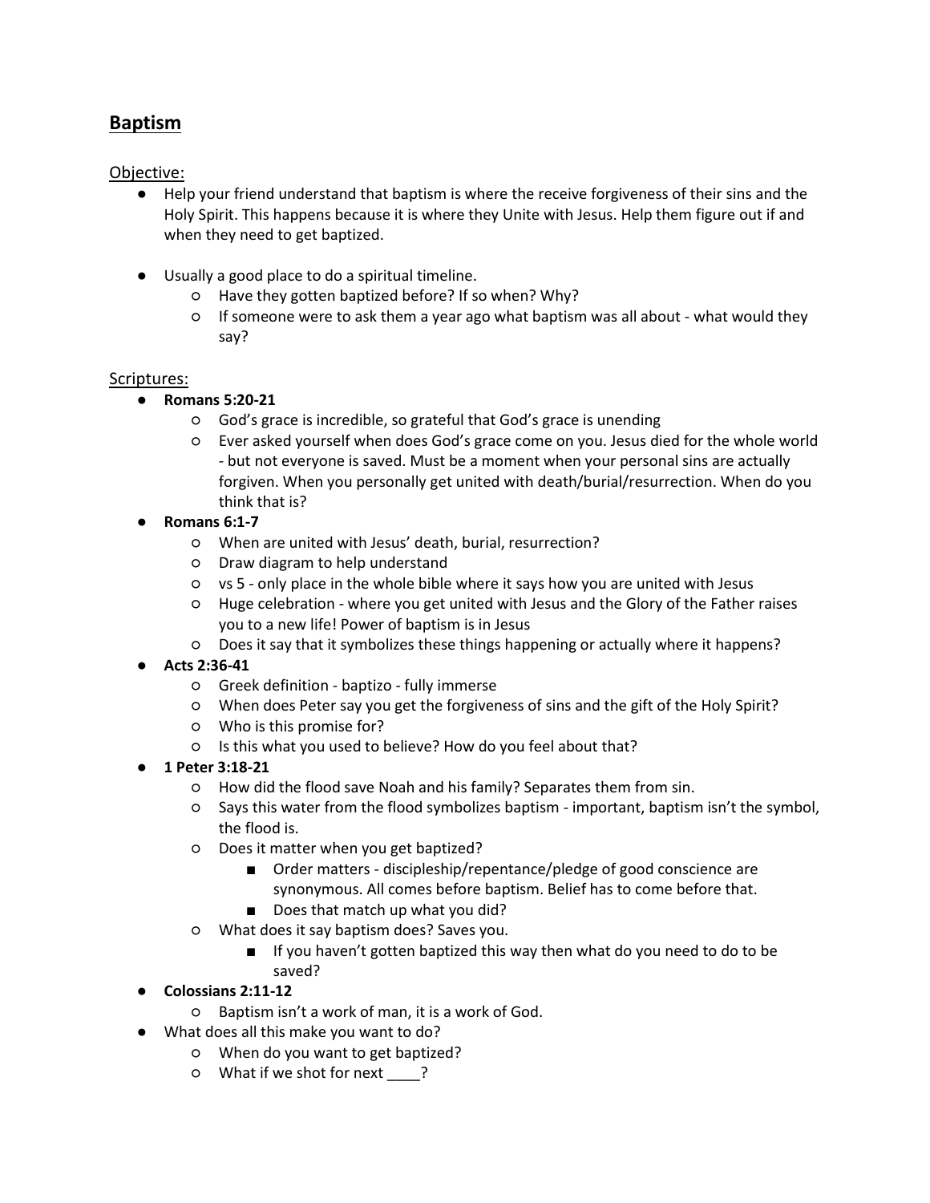## Baptism

Objective:

- Help your friend understand that baptism is where the receive forgiveness of their sins and the Holy Spirit. This happens because it is where they Unite with Jesus. Help them figure out if and when they need to get baptized.

- Usually a good place to do a spiritual timeline.
    - Have they gotten baptized before? If so when? Why?
    - If someone were to ask them a year ago what baptism was all about - what would they say?

Scriptures:

- **Romans 5:20-21**
    - God's grace is incredible, so grateful that God's grace is unending
    - Ever asked yourself when does God's grace come on you. Jesus died for the whole world - but not everyone is saved. Must be a moment when your personal sins are actually forgiven. When you personally get united with death/burial/resurrection. When do you think that is?
- **Romans 6:1-7**
    - When are united with Jesus' death, burial, resurrection?
    - Draw diagram to help understand
    - vs 5 - only place in the whole bible where it says how you are united with Jesus
    - Huge celebration - where you get united with Jesus and the Glory of the Father raises you to a new life! Power of baptism is in Jesus
    - Does it say that it symbolizes these things happening or actually where it happens?
- **Acts 2:36-41**
    - Greek definition - baptizo - fully immerse
    - When does Peter say you get the forgiveness of sins and the gift of the Holy Spirit?
    - Who is this promise for?
    - Is this what you used to believe? How do you feel about that?
- **1 Peter 3:18-21**
    - How did the flood save Noah and his family? Separates them from sin.
    - Says this water from the flood symbolizes baptism - important, baptism isn't the symbol, the flood is.
    - Does it matter when you get baptized?
        - Order matters - discipleship/repentance/pledge of good conscience are synonymous. All comes before baptism. Belief has to come before that.
        - Does that match up what you did?
    - What does it say baptism does? Saves you.
        - If you haven't gotten baptized this way then what do you need to do to be saved?
- **Colossians 2:11-12**
    - Baptism isn't a work of man, it is a work of God.
- What does all this make you want to do?
    - When do you want to get baptized?
    - What if we shot for next ____?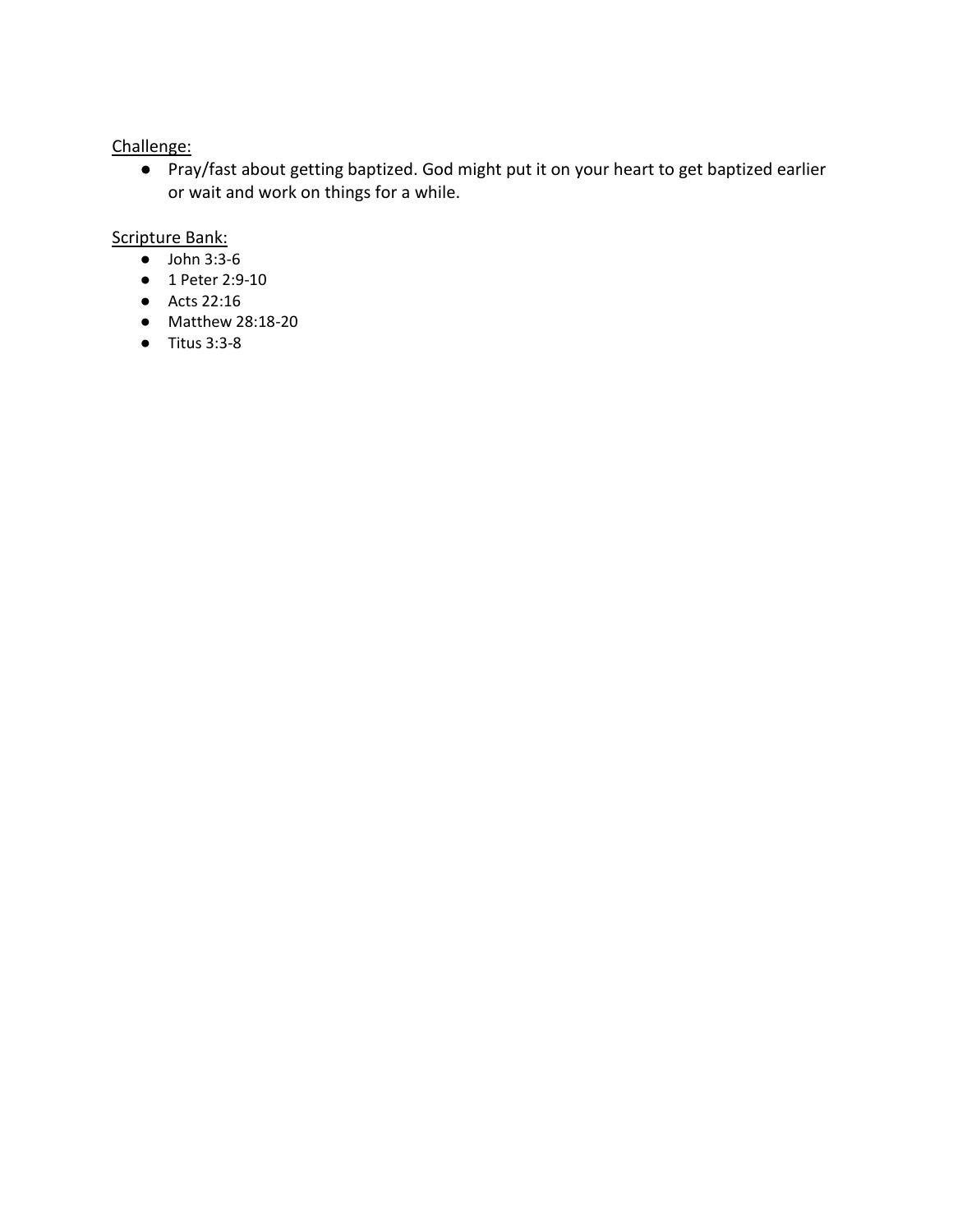Challenge:

- Pray/fast about getting baptized. God might put it on your heart to get baptized earlier or wait and work on things for a while.

Scripture Bank:

- John 3:3-6
- 1 Peter 2:9-10
- Acts 22:16
- Matthew 28:18-20
- Titus 3:3-8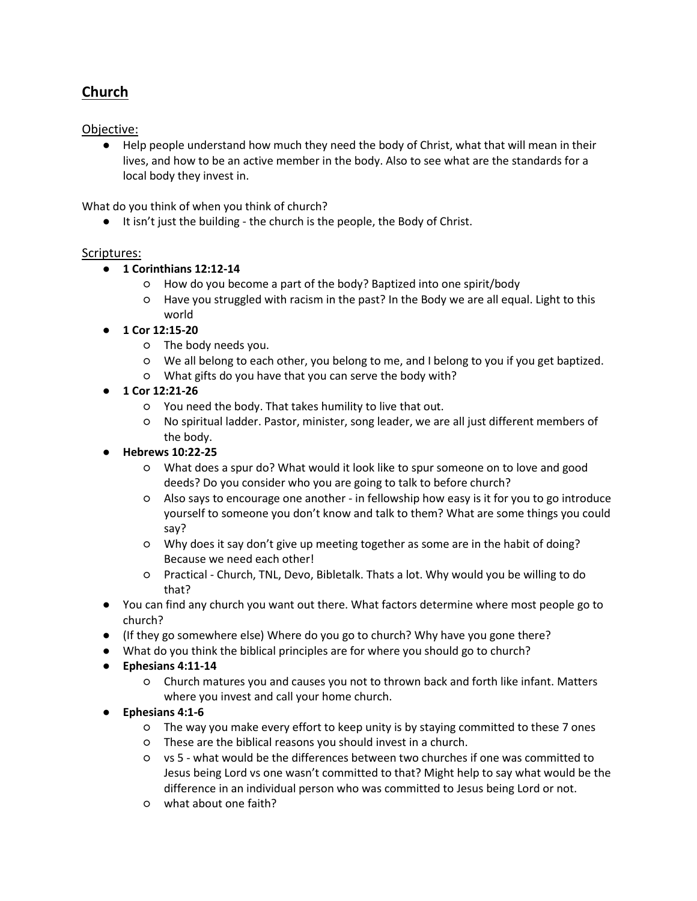## Church

Objective:

- Help people understand how much they need the body of Christ, what that will mean in their lives, and how to be an active member in the body. Also to see what are the standards for a local body they invest in.

What do you think of when you think of church?

- It isn't just the building - the church is the people, the Body of Christ.

Scriptures:

- **1 Corinthians 12:12-14**
  - How do you become a part of the body? Baptized into one spirit/body
  - Have you struggled with racism in the past? In the Body we are all equal. Light to this world
- **1 Cor 12:15-20**
  - The body needs you.
  - We all belong to each other, you belong to me, and I belong to you if you get baptized.
  - What gifts do you have that you can serve the body with?
- **1 Cor 12:21-26**
  - You need the body. That takes humility to live that out.
  - No spiritual ladder. Pastor, minister, song leader, we are all just different members of the body.
- **Hebrews 10:22-25**
  - What does a spur do? What would it look like to spur someone on to love and good deeds? Do you consider who you are going to talk to before church?
  - Also says to encourage one another - in fellowship how easy is it for you to go introduce yourself to someone you don't know and talk to them? What are some things you could say?
  - Why does it say don't give up meeting together as some are in the habit of doing? Because we need each other!
  - Practical - Church, TNL, Devo, Bibletalk. Thats a lot. Why would you be willing to do that?
- You can find any church you want out there. What factors determine where most people go to church?
- (If they go somewhere else) Where do you go to church? Why have you gone there?
- What do you think the biblical principles are for where you should go to church?
- **Ephesians 4:11-14**
  - Church matures you and causes you not to thrown back and forth like infant. Matters where you invest and call your home church.
- **Ephesians 4:1-6**
  - The way you make every effort to keep unity is by staying committed to these 7 ones
  - These are the biblical reasons you should invest in a church.
  - vs 5 - what would be the differences between two churches if one was committed to Jesus being Lord vs one wasn't committed to that? Might help to say what would be the difference in an individual person who was committed to Jesus being Lord or not.
  - what about one faith?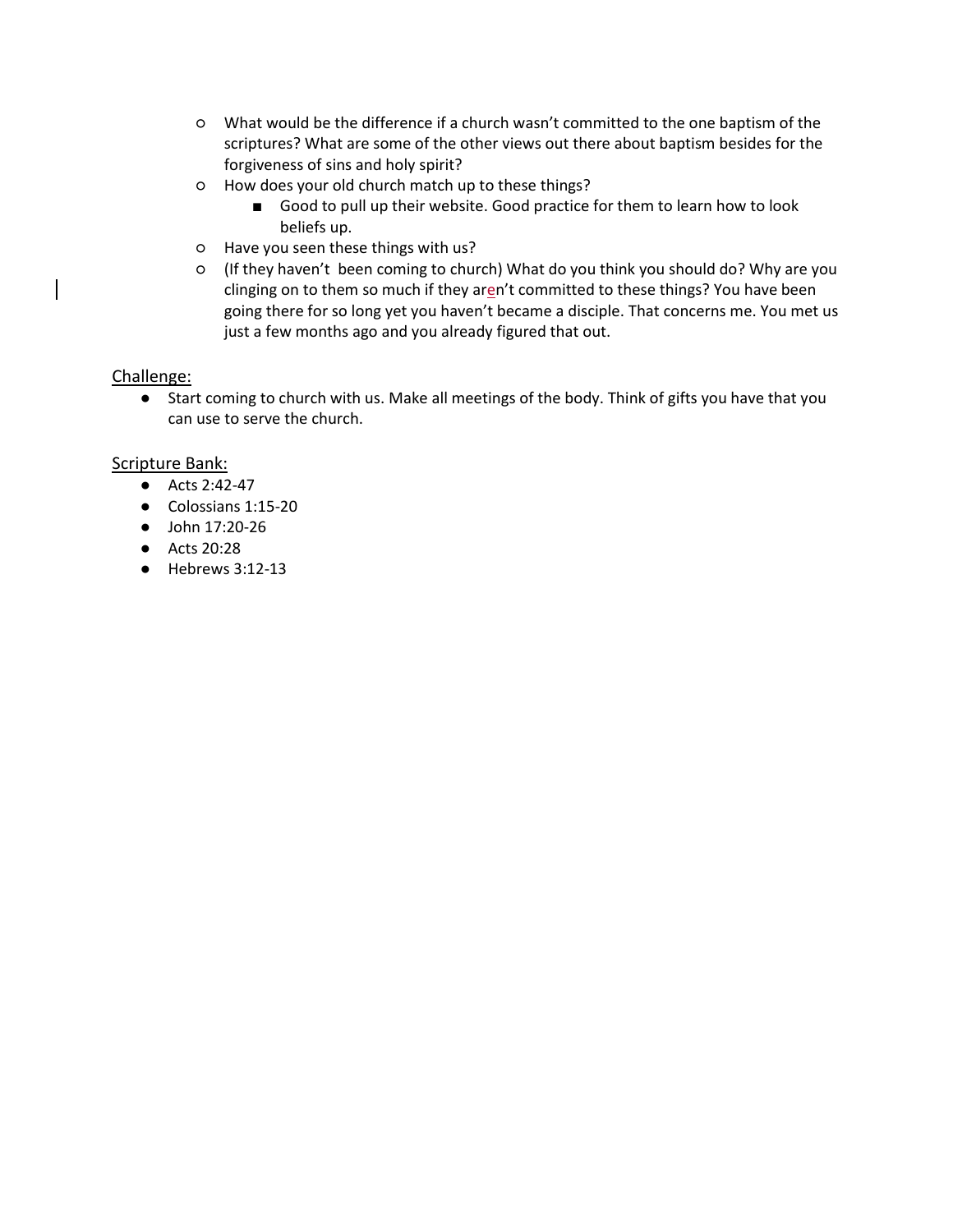- What would be the difference if a church wasn't committed to the one baptism of the scriptures? What are some of the other views out there about baptism besides for the forgiveness of sins and holy spirit?
    - How does your old church match up to these things?
        - Good to pull up their website. Good practice for them to learn how to look beliefs up.
    - Have you seen these things with us?
    - (If they haven't been coming to church) What do you think you should do? Why are you clinging on to them so much if they aren't committed to these things? You have been going there for so long yet you haven't became a disciple. That concerns me. You met us just a few months ago and you already figured that out.

Challenge:

- Start coming to church with us. Make all meetings of the body. Think of gifts you have that you can use to serve the church.

Scripture Bank:

- Acts 2:42-47
- Colossians 1:15-20
- John 17:20-26
- Acts 20:28
- Hebrews 3:12-13